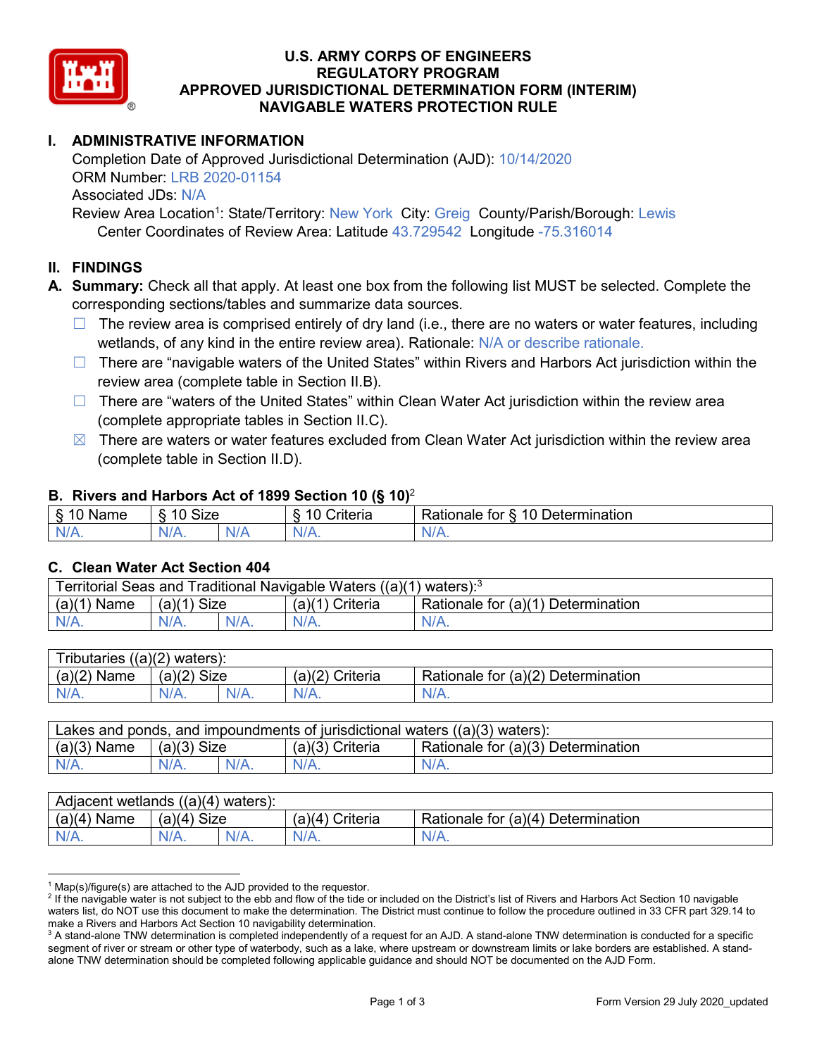# U.S. ARMY CORPS OF ENGINEERS
# REGULATORY PROGRAM
# APPROVED JURISDICTIONAL DETERMINATION FORM (INTERIM)
# NAVIGABLE WATERS PROTECTION RULE

## I. ADMINISTRATIVE INFORMATION

Completion Date of Approved Jurisdictional Determination (AJD): 10/14/2020
ORM Number: LRB 2020-01154
Associated JDs: N/A
Review Area Location[1]: State/Territory: New York City: Greig County/Parish/Borough: Lewis
Center Coordinates of Review Area: Latitude 43.729542 Longitude -75.316014

## II. FINDINGS

**A. Summary:** Check all that apply. At least one box from the following list MUST be selected. Complete the corresponding sections/tables and summarize data sources.

- ☐ The review area is comprised entirely of dry land (i.e., there are no waters or water features, including wetlands, of any kind in the entire review area). Rationale: N/A or describe rationale.
- ☐ There are "navigable waters of the United States" within Rivers and Harbors Act jurisdiction within the review area (complete table in Section II.B).
- ☐ There are "waters of the United States" within Clean Water Act jurisdiction within the review area (complete appropriate tables in Section II.C).
- ☒ There are waters or water features excluded from Clean Water Act jurisdiction within the review area (complete table in Section II.D).

### B. Rivers and Harbors Act of 1899 Section 10 (§ 10)[2]

| § 10 Name | § 10 Size | | § 10 Criteria | Rationale for § 10 Determination |
|---|---|---|---|---|
| N/A. | N/A. | N/A | N/A. | N/A. |

### C. Clean Water Act Section 404

| Territorial Seas and Traditional Navigable Waters ((a)(1) waters):[3] | | | | |
|---|---|---|---|---|
| (a)(1) Name | (a)(1) Size | | (a)(1) Criteria | Rationale for (a)(1) Determination |
| N/A. | N/A. | N/A. | N/A. | N/A. |

| Tributaries ((a)(2) waters): | | | | |
|---|---|---|---|---|
| (a)(2) Name | (a)(2) Size | | (a)(2) Criteria | Rationale for (a)(2) Determination |
| N/A. | N/A. | N/A. | N/A. | N/A. |

| Lakes and ponds, and impoundments of jurisdictional waters ((a)(3) waters): | | | | |
|---|---|---|---|---|
| (a)(3) Name | (a)(3) Size | | (a)(3) Criteria | Rationale for (a)(3) Determination |
| N/A. | N/A. | N/A. | N/A. | N/A. |

| Adjacent wetlands ((a)(4) waters): | | | | |
|---|---|---|---|---|
| (a)(4) Name | (a)(4) Size | | (a)(4) Criteria | Rationale for (a)(4) Determination |
| N/A. | N/A. | N/A. | N/A. | N/A. |

---

[1] Map(s)/figure(s) are attached to the AJD provided to the requestor.

[2] If the navigable water is not subject to the ebb and flow of the tide or included on the District's list of Rivers and Harbors Act Section 10 navigable waters list, do NOT use this document to make the determination. The District must continue to follow the procedure outlined in 33 CFR part 329.14 to make a Rivers and Harbors Act Section 10 navigability determination.

[3] A stand-alone TNW determination is completed independently of a request for an AJD. A stand-alone TNW determination is conducted for a specific segment of river or stream or other type of waterbody, such as a lake, where upstream or downstream limits or lake borders are established. A stand-alone TNW determination should be completed following applicable guidance and should NOT be documented on the AJD Form.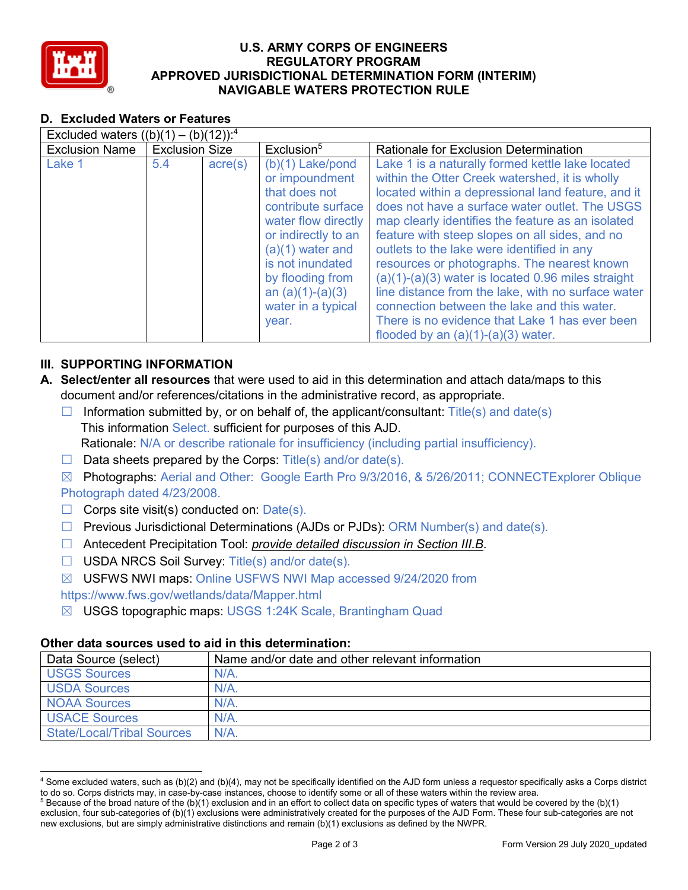# U.S. ARMY CORPS OF ENGINEERS
# REGULATORY PROGRAM
# APPROVED JURISDICTIONAL DETERMINATION FORM (INTERIM)
# NAVIGABLE WATERS PROTECTION RULE

## D. Excluded Waters or Features

| Excluded waters ((b)(1) – (b)(12)):[4] | | | | |
|---|---|---|---|---|
| Exclusion Name | Exclusion Size | | Exclusion[5] | Rationale for Exclusion Determination |
| Lake 1 | 5.4 | acre(s) | (b)(1) Lake/pond or impoundment that does not contribute surface water flow directly or indirectly to an (a)(1) water and is not inundated by flooding from an (a)(1)-(a)(3) water in a typical year. | Lake 1 is a naturally formed kettle lake located within the Otter Creek watershed, it is wholly located within a depressional land feature, and it does not have a surface water outlet. The USGS map clearly identifies the feature as an isolated feature with steep slopes on all sides, and no outlets to the lake were identified in any resources or photographs. The nearest known (a)(1)-(a)(3) water is located 0.96 miles straight line distance from the lake, with no surface water connection between the lake and this water. There is no evidence that Lake 1 has ever been flooded by an (a)(1)-(a)(3) water. |

## III. SUPPORTING INFORMATION

**A. Select/enter all resources** that were used to aid in this determination and attach data/maps to this document and/or references/citations in the administrative record, as appropriate.

☐ Information submitted by, or on behalf of, the applicant/consultant: Title(s) and date(s)
This information Select. sufficient for purposes of this AJD.
Rationale: N/A or describe rationale for insufficiency (including partial insufficiency).

☐ Data sheets prepared by the Corps: Title(s) and/or date(s).

☒ Photographs: Aerial and Other: Google Earth Pro 9/3/2016, & 5/26/2011; CONNECTExplorer Oblique Photograph dated 4/23/2008.

☐ Corps site visit(s) conducted on: Date(s).

☐ Previous Jurisdictional Determinations (AJDs or PJDs): ORM Number(s) and date(s).

☐ Antecedent Precipitation Tool: *provide detailed discussion in Section III.B*.

☐ USDA NRCS Soil Survey: Title(s) and/or date(s).

☒ USFWS NWI maps: Online USFWS NWI Map accessed 9/24/2020 from https://www.fws.gov/wetlands/data/Mapper.html

☒ USGS topographic maps: USGS 1:24K Scale, Brantingham Quad

### Other data sources used to aid in this determination:

| Data Source (select) | Name and/or date and other relevant information |
|---|---|
| USGS Sources | N/A. |
| USDA Sources | N/A. |
| NOAA Sources | N/A. |
| USACE Sources | N/A. |
| State/Local/Tribal Sources | N/A. |

[4] Some excluded waters, such as (b)(2) and (b)(4), may not be specifically identified on the AJD form unless a requestor specifically asks a Corps district to do so. Corps districts may, in case-by-case instances, choose to identify some or all of these waters within the review area.

[5] Because of the broad nature of the (b)(1) exclusion and in an effort to collect data on specific types of waters that would be covered by the (b)(1) exclusion, four sub-categories of (b)(1) exclusions were administratively created for the purposes of the AJD Form. These four sub-categories are not new exclusions, but are simply administrative distinctions and remain (b)(1) exclusions as defined by the NWPR.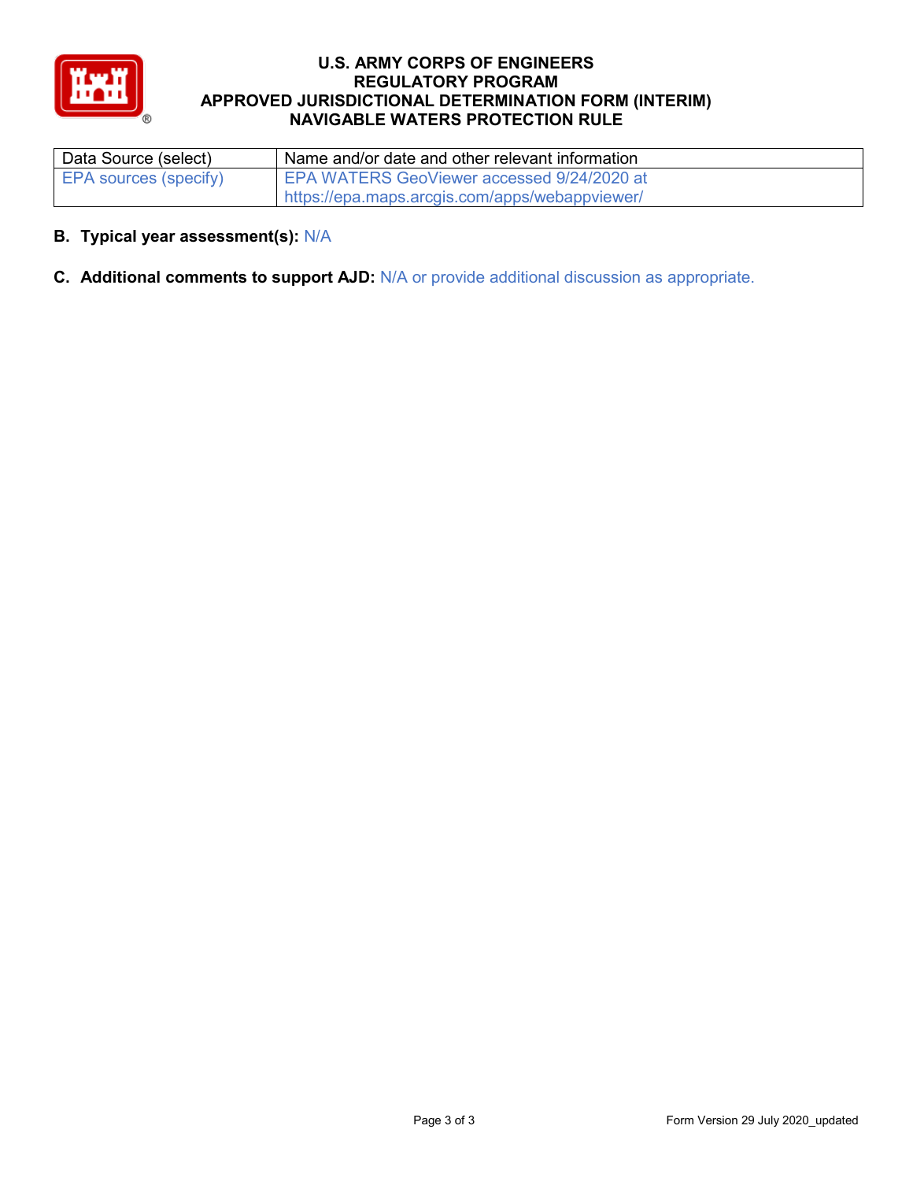| Data Source (select) | Name and/or date and other relevant information |
|---|---|
| EPA sources (specify) | EPA WATERS GeoViewer accessed 9/24/2020 at https://epa.maps.arcgis.com/apps/webappviewer/ |

**B. Typical year assessment(s):** N/A

**C. Additional comments to support AJD:** N/A or provide additional discussion as appropriate.